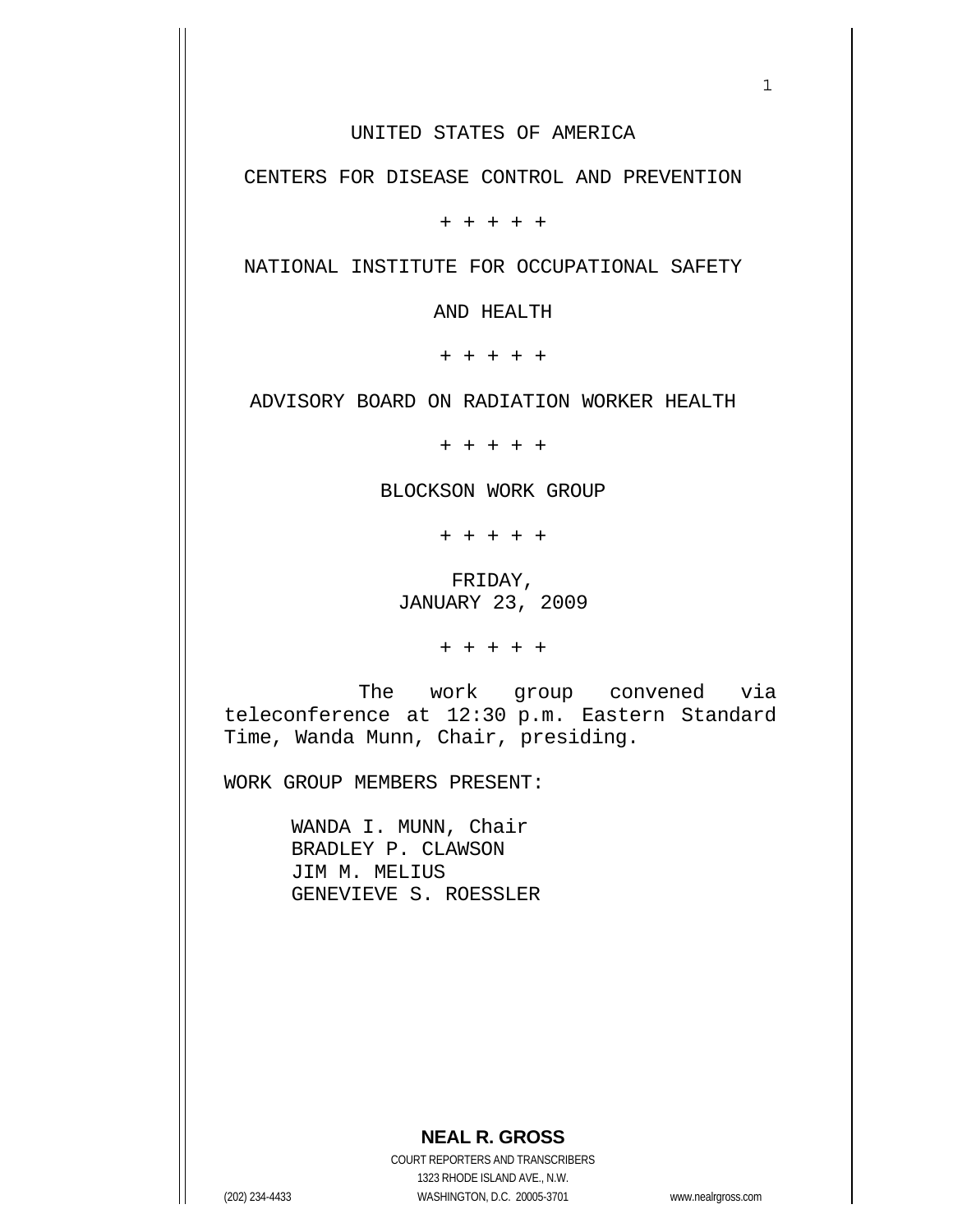UNITED STATES OF AMERICA

CENTERS FOR DISEASE CONTROL AND PREVENTION

+ + + + +

NATIONAL INSTITUTE FOR OCCUPATIONAL SAFETY

AND HEALTH

+ + + + +

ADVISORY BOARD ON RADIATION WORKER HEALTH

+ + + + +

BLOCKSON WORK GROUP

+ + + + +

FRIDAY,
JANUARY 23, 2009

+ + + + +

The work group convened via teleconference at 12:30 p.m. Eastern Standard Time, Wanda Munn, Chair, presiding.

WORK GROUP MEMBERS PRESENT:

WANDA I. MUNN, Chair
BRADLEY P. CLAWSON
JIM M. MELIUS
GENEVIEVE S. ROESSLER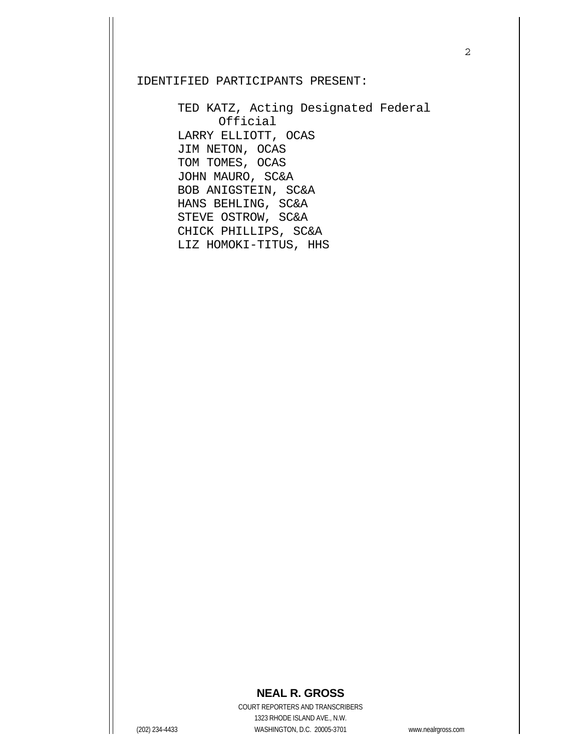IDENTIFIED PARTICIPANTS PRESENT:

TED KATZ, Acting Designated Federal Official
LARRY ELLIOTT, OCAS
JIM NETON, OCAS
TOM TOMES, OCAS
JOHN MAURO, SC&A
BOB ANIGSTEIN, SC&A
HANS BEHLING, SC&A
STEVE OSTROW, SC&A
CHICK PHILLIPS, SC&A
LIZ HOMOKI-TITUS, HHS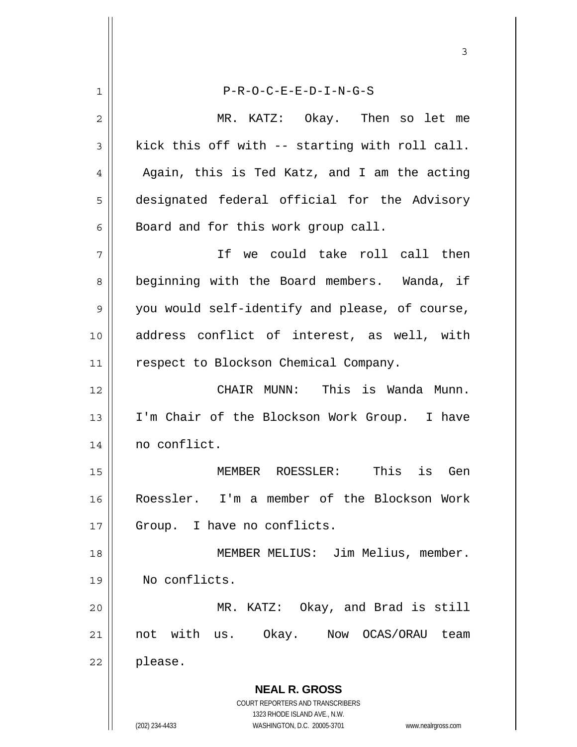P-R-O-C-E-E-D-I-N-G-S

MR. KATZ: Okay. Then so let me kick this off with -- starting with roll call. Again, this is Ted Katz, and I am the acting designated federal official for the Advisory Board and for this work group call.

If we could take roll call then beginning with the Board members. Wanda, if you would self-identify and please, of course, address conflict of interest, as well, with respect to Blockson Chemical Company.

CHAIR MUNN: This is Wanda Munn. I'm Chair of the Blockson Work Group. I have no conflict.

MEMBER ROESSLER: This is Gen Roessler. I'm a member of the Blockson Work Group. I have no conflicts.

MEMBER MELIUS: Jim Melius, member. No conflicts.

MR. KATZ: Okay, and Brad is still not with us. Okay. Now OCAS/ORAU team please.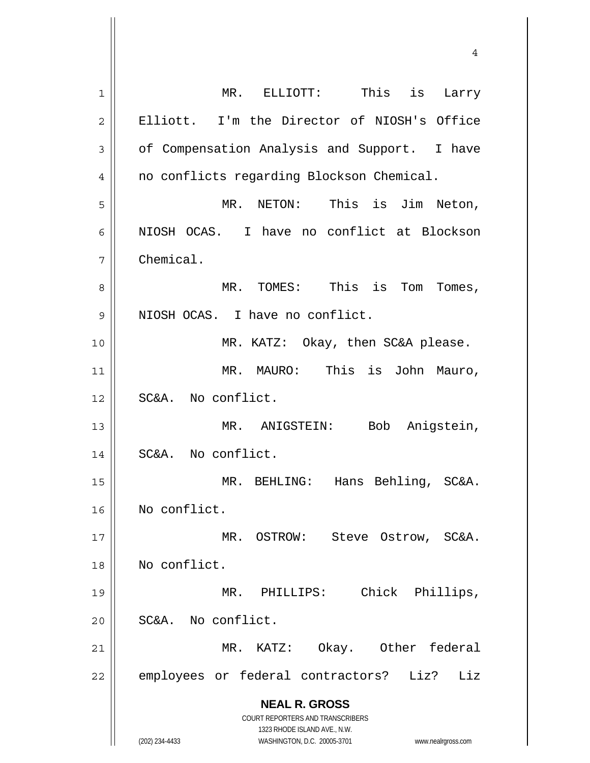MR. ELLIOTT: This is Larry Elliott. I'm the Director of NIOSH's Office of Compensation Analysis and Support. I have no conflicts regarding Blockson Chemical.

MR. NETON: This is Jim Neton, NIOSH OCAS. I have no conflict at Blockson Chemical.

MR. TOMES: This is Tom Tomes, NIOSH OCAS. I have no conflict.

MR. KATZ: Okay, then SC&A please.

MR. MAURO: This is John Mauro, SC&A. No conflict.

MR. ANIGSTEIN: Bob Anigstein, SC&A. No conflict.

MR. BEHLING: Hans Behling, SC&A. No conflict.

MR. OSTROW: Steve Ostrow, SC&A. No conflict.

MR. PHILLIPS: Chick Phillips, SC&A. No conflict.

MR. KATZ: Okay. Other federal employees or federal contractors? Liz? Liz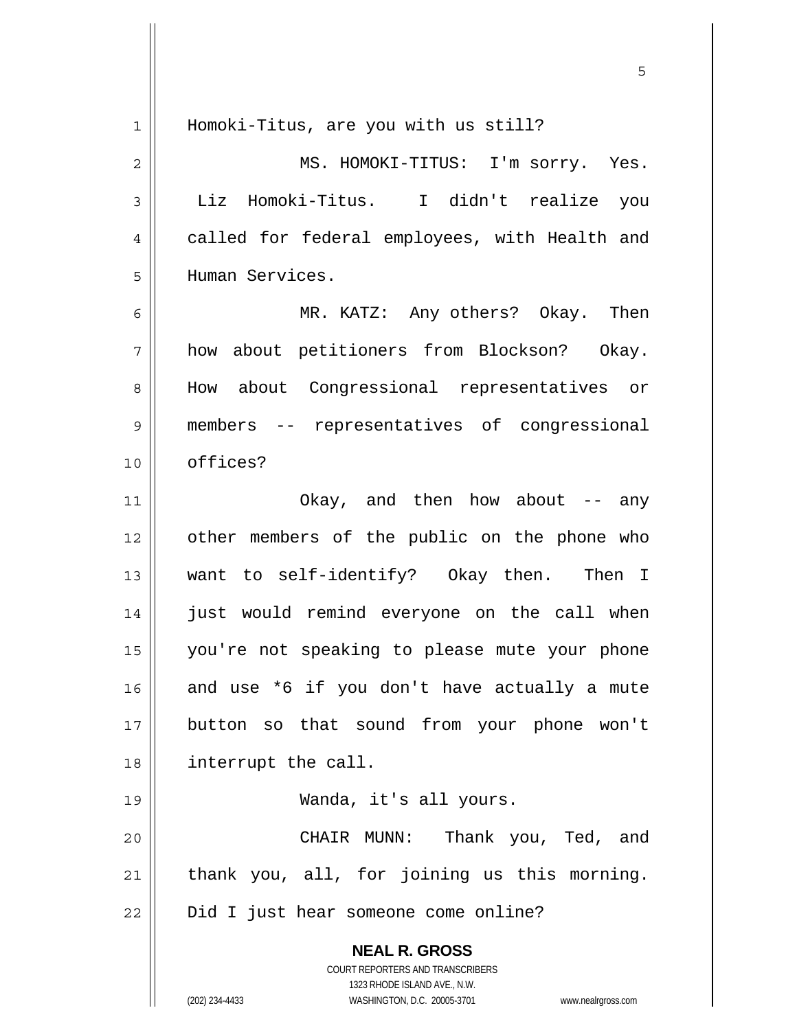Homoki-Titus, are you with us still?

MS. HOMOKI-TITUS: I'm sorry. Yes. Liz Homoki-Titus. I didn't realize you called for federal employees, with Health and Human Services.

MR. KATZ: Any others? Okay. Then how about petitioners from Blockson? Okay. How about Congressional representatives or members -- representatives of congressional offices?

Okay, and then how about -- any other members of the public on the phone who want to self-identify? Okay then. Then I just would remind everyone on the call when you're not speaking to please mute your phone and use *6 if you don't have actually a mute button so that sound from your phone won't interrupt the call.

Wanda, it's all yours.

CHAIR MUNN: Thank you, Ted, and thank you, all, for joining us this morning. Did I just hear someone come online?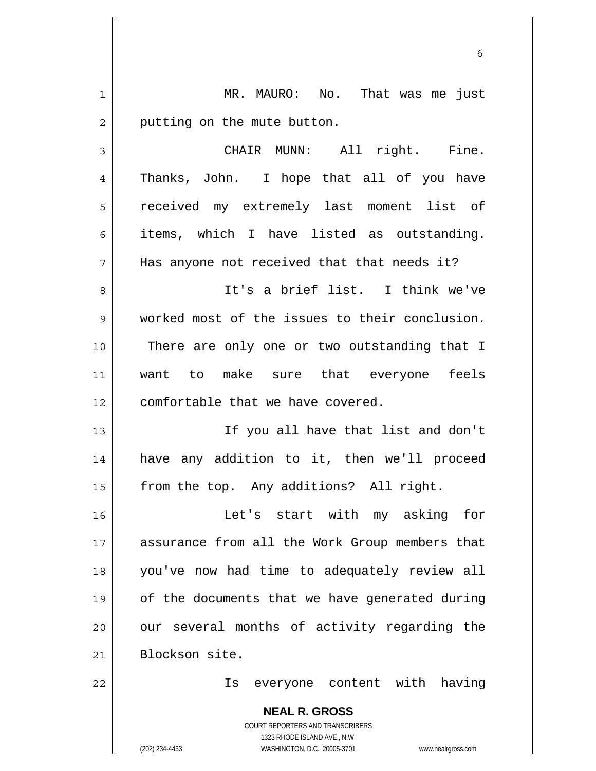MR. MAURO: No. That was me just putting on the mute button.

CHAIR MUNN: All right. Fine. Thanks, John. I hope that all of you have received my extremely last moment list of items, which I have listed as outstanding. Has anyone not received that that needs it?

It's a brief list. I think we've worked most of the issues to their conclusion. There are only one or two outstanding that I want to make sure that everyone feels comfortable that we have covered.

If you all have that list and don't have any addition to it, then we'll proceed from the top. Any additions? All right.

Let's start with my asking for assurance from all the Work Group members that you've now had time to adequately review all of the documents that we have generated during our several months of activity regarding the Blockson site.

Is everyone content with having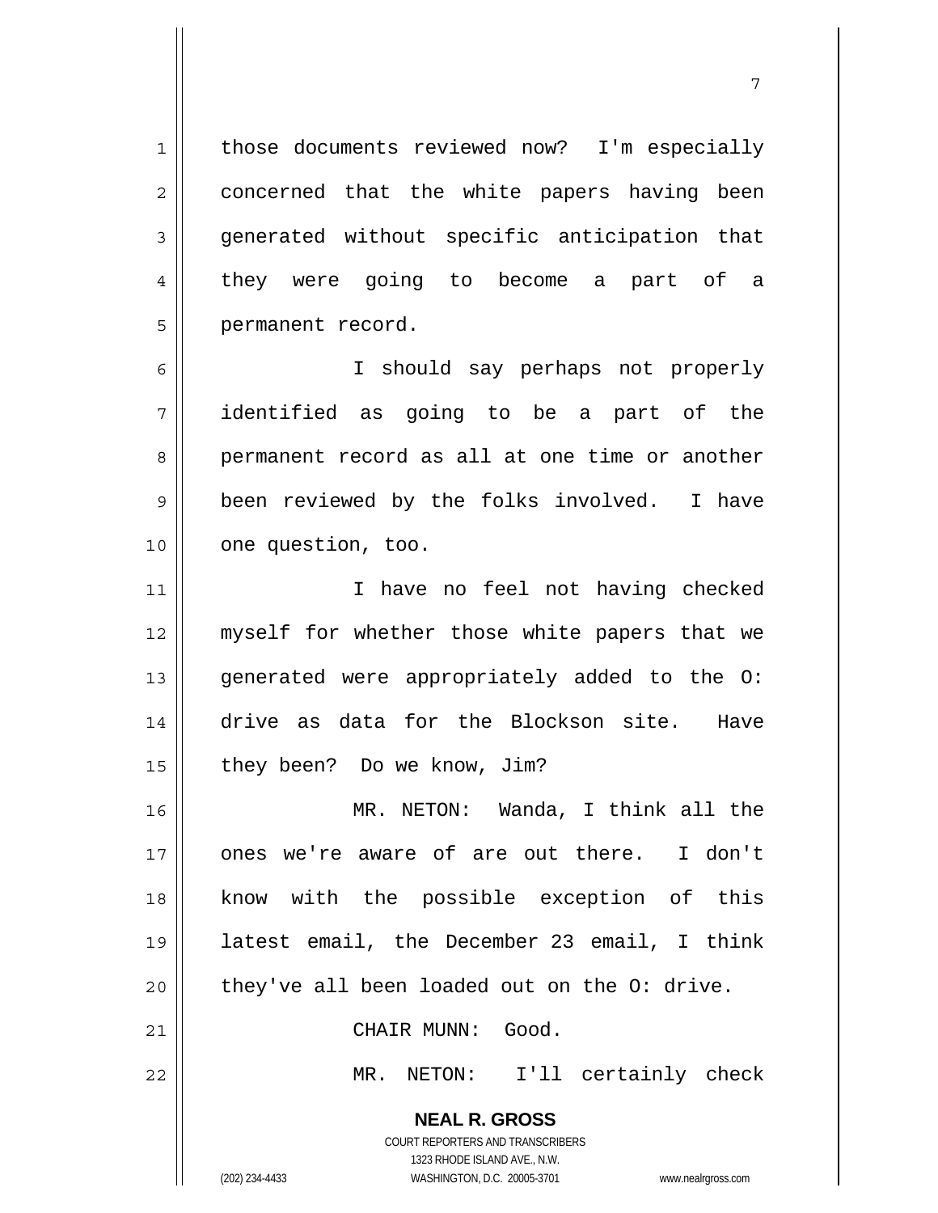those documents reviewed now? I'm especially concerned that the white papers having been generated without specific anticipation that they were going to become a part of a permanent record.

I should say perhaps not properly identified as going to be a part of the permanent record as all at one time or another been reviewed by the folks involved. I have one question, too.

I have no feel not having checked myself for whether those white papers that we generated were appropriately added to the O: drive as data for the Blockson site. Have they been? Do we know, Jim?

MR. NETON: Wanda, I think all the ones we're aware of are out there. I don't know with the possible exception of this latest email, the December 23 email, I think they've all been loaded out on the O: drive.

CHAIR MUNN: Good.

MR. NETON: I'll certainly check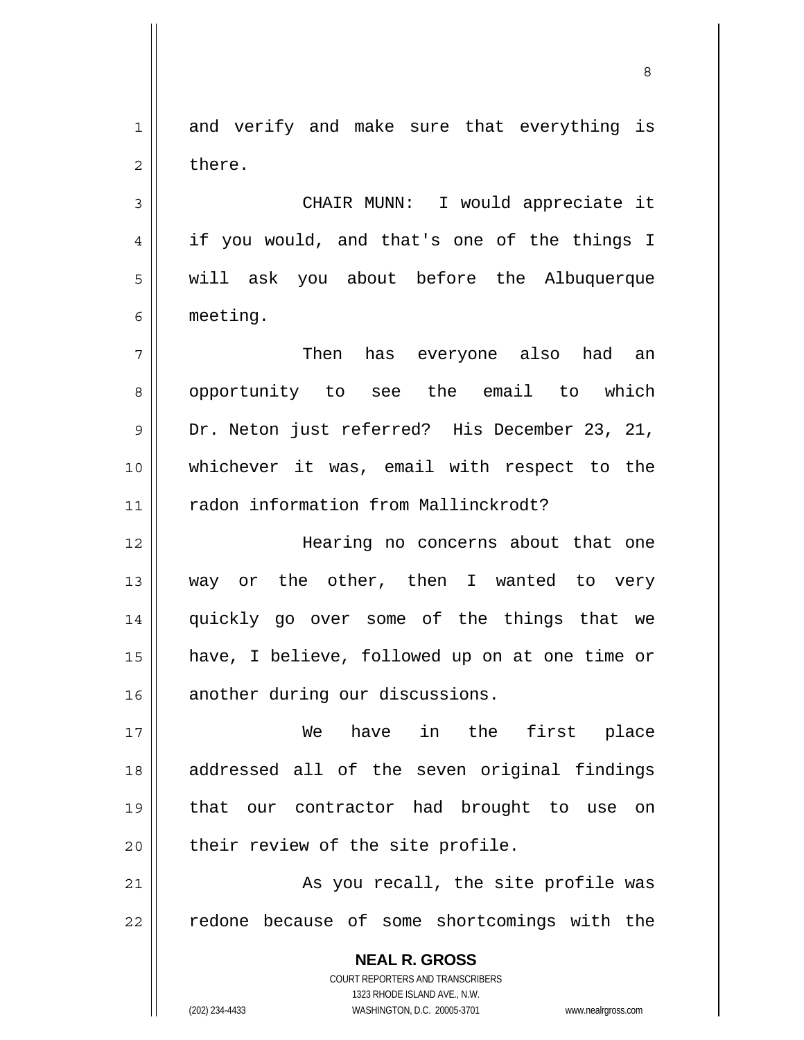and verify and make sure that everything is there.

CHAIR MUNN: I would appreciate it if you would, and that's one of the things I will ask you about before the Albuquerque meeting.

Then has everyone also had an opportunity to see the email to which Dr. Neton just referred? His December 23, 21, whichever it was, email with respect to the radon information from Mallinckrodt?

Hearing no concerns about that one way or the other, then I wanted to very quickly go over some of the things that we have, I believe, followed up on at one time or another during our discussions.

We have in the first place addressed all of the seven original findings that our contractor had brought to use on their review of the site profile.

As you recall, the site profile was redone because of some shortcomings with the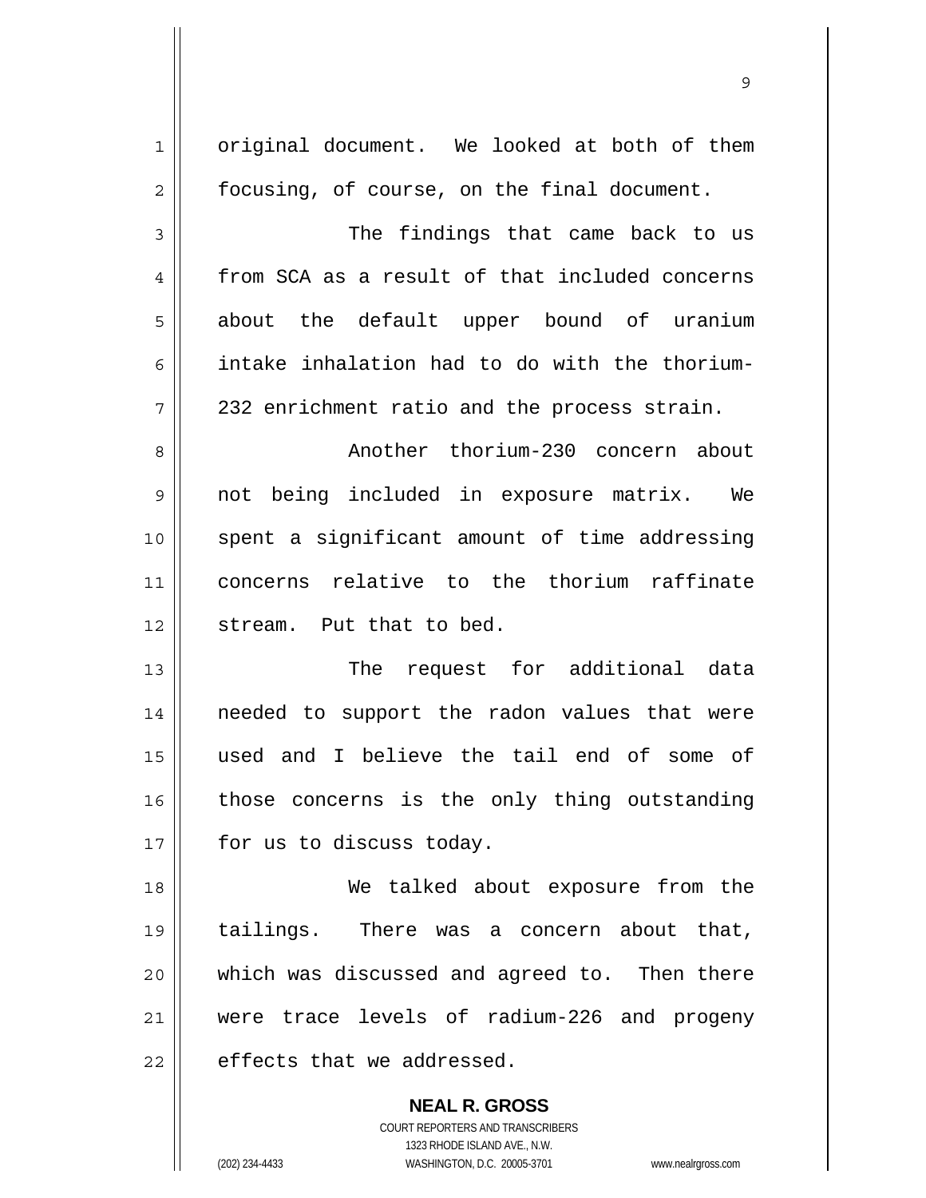original document. We looked at both of them focusing, of course, on the final document.

The findings that came back to us from SCA as a result of that included concerns about the default upper bound of uranium intake inhalation had to do with the thorium-232 enrichment ratio and the process strain.

Another thorium-230 concern about not being included in exposure matrix. We spent a significant amount of time addressing concerns relative to the thorium raffinate stream. Put that to bed.

The request for additional data needed to support the radon values that were used and I believe the tail end of some of those concerns is the only thing outstanding for us to discuss today.

We talked about exposure from the tailings. There was a concern about that, which was discussed and agreed to. Then there were trace levels of radium-226 and progeny effects that we addressed.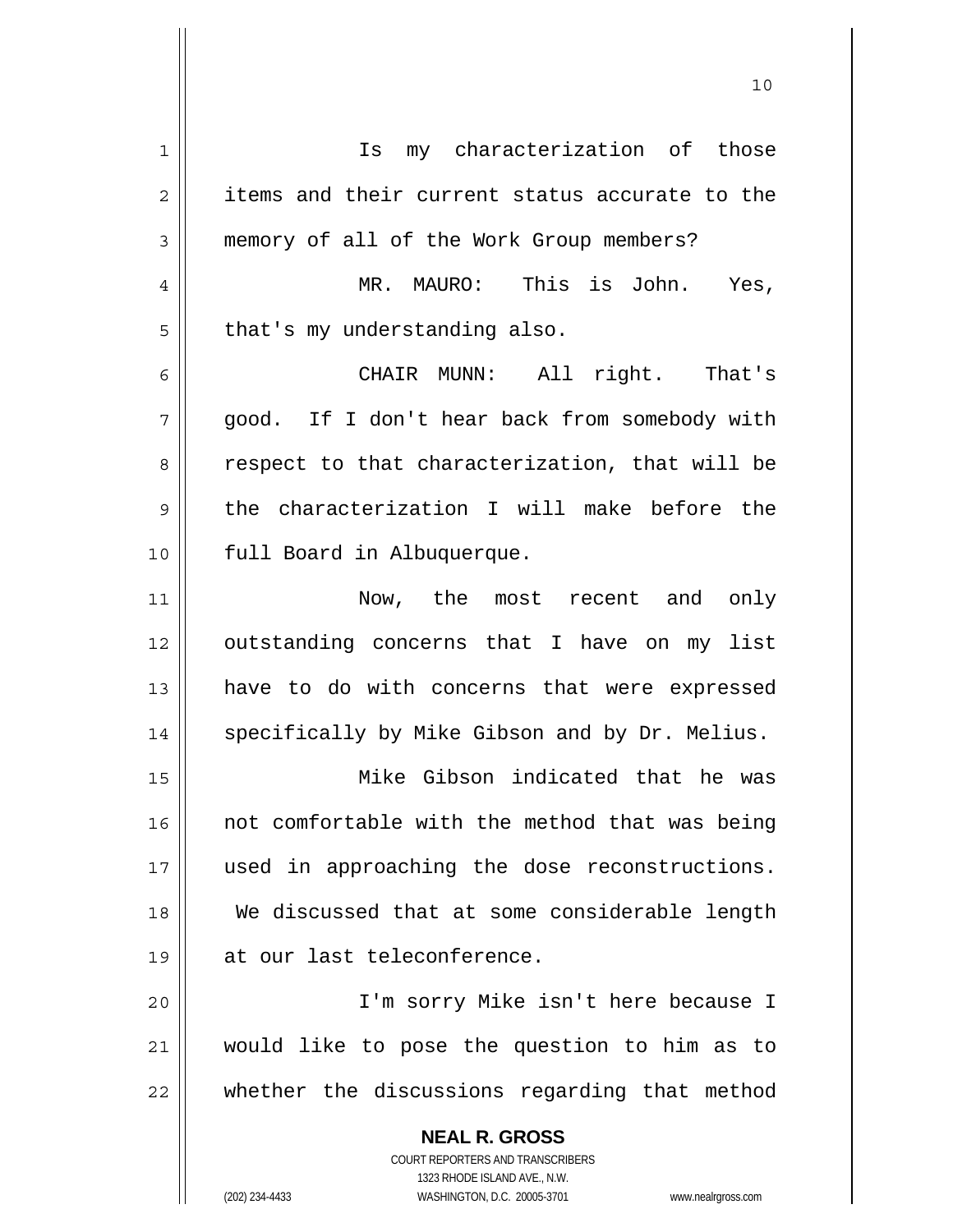Is my characterization of those items and their current status accurate to the memory of all of the Work Group members?

MR. MAURO: This is John. Yes, that's my understanding also.

CHAIR MUNN: All right. That's good. If I don't hear back from somebody with respect to that characterization, that will be the characterization I will make before the full Board in Albuquerque.

Now, the most recent and only outstanding concerns that I have on my list have to do with concerns that were expressed specifically by Mike Gibson and by Dr. Melius.

Mike Gibson indicated that he was not comfortable with the method that was being used in approaching the dose reconstructions. We discussed that at some considerable length at our last teleconference.

I'm sorry Mike isn't here because I would like to pose the question to him as to whether the discussions regarding that method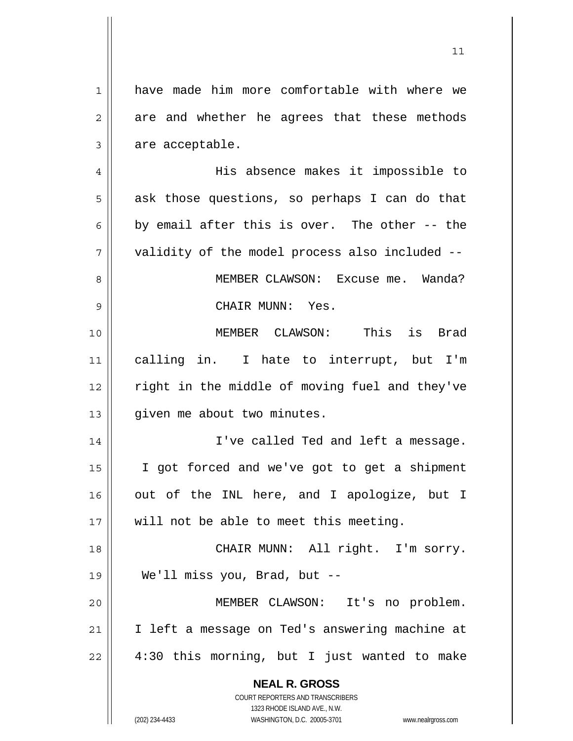have made him more comfortable with where we are and whether he agrees that these methods are acceptable.

His absence makes it impossible to ask those questions, so perhaps I can do that by email after this is over. The other -- the validity of the model process also included --

MEMBER CLAWSON: Excuse me. Wanda?

CHAIR MUNN: Yes.

MEMBER CLAWSON: This is Brad calling in. I hate to interrupt, but I'm right in the middle of moving fuel and they've given me about two minutes.

I've called Ted and left a message. I got forced and we've got to get a shipment out of the INL here, and I apologize, but I will not be able to meet this meeting.

CHAIR MUNN: All right. I'm sorry. We'll miss you, Brad, but --

MEMBER CLAWSON: It's no problem. I left a message on Ted's answering machine at 4:30 this morning, but I just wanted to make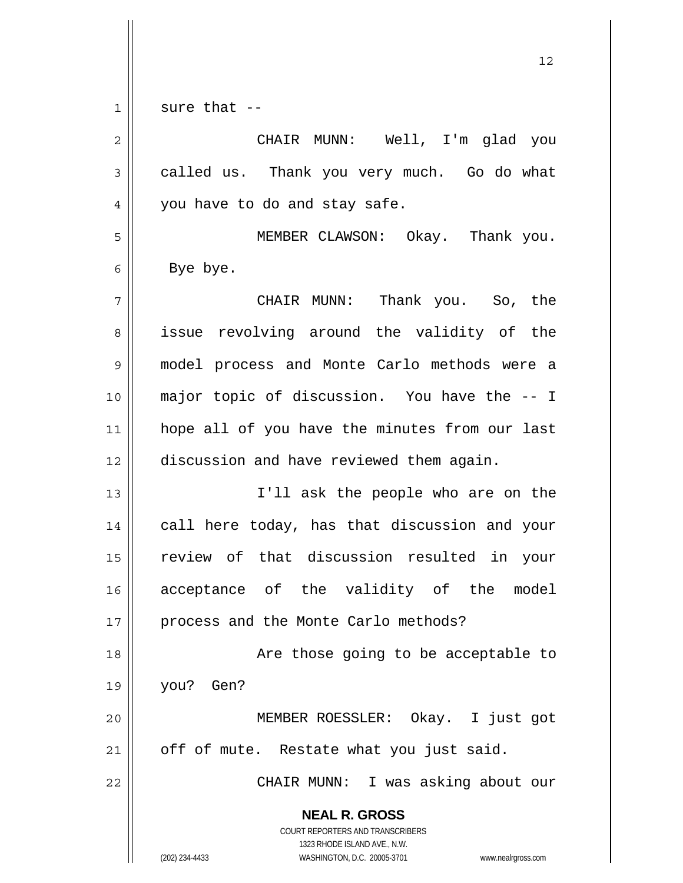sure that --

CHAIR MUNN: Well, I'm glad you called us. Thank you very much. Go do what you have to do and stay safe.

MEMBER CLAWSON: Okay. Thank you. Bye bye.

CHAIR MUNN: Thank you. So, the issue revolving around the validity of the model process and Monte Carlo methods were a major topic of discussion. You have the -- I hope all of you have the minutes from our last discussion and have reviewed them again.

I'll ask the people who are on the call here today, has that discussion and your review of that discussion resulted in your acceptance of the validity of the model process and the Monte Carlo methods?

Are those going to be acceptable to you? Gen?

MEMBER ROESSLER: Okay. I just got off of mute. Restate what you just said.

CHAIR MUNN: I was asking about our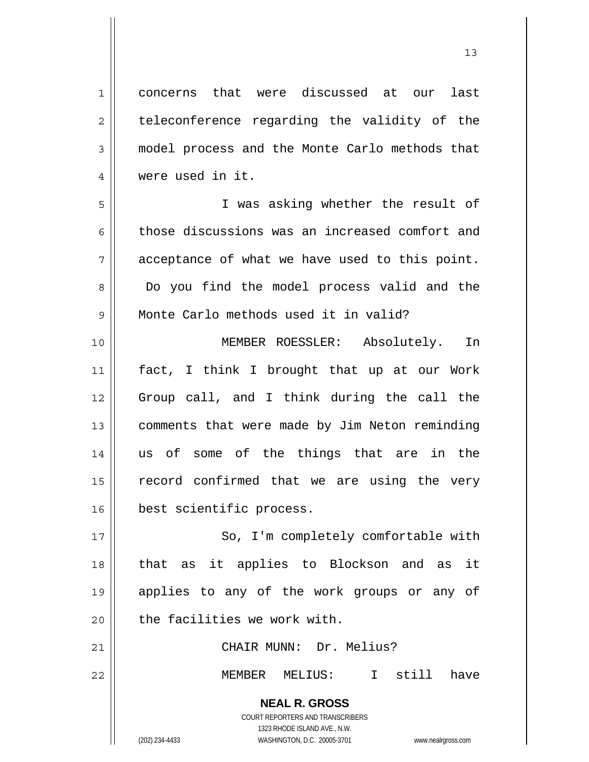concerns that were discussed at our last teleconference regarding the validity of the model process and the Monte Carlo methods that were used in it.

I was asking whether the result of those discussions was an increased comfort and acceptance of what we have used to this point. Do you find the model process valid and the Monte Carlo methods used it in valid?

MEMBER ROESSLER: Absolutely. In fact, I think I brought that up at our Work Group call, and I think during the call the comments that were made by Jim Neton reminding us of some of the things that are in the record confirmed that we are using the very best scientific process.

So, I'm completely comfortable with that as it applies to Blockson and as it applies to any of the work groups or any of the facilities we work with.

CHAIR MUNN: Dr. Melius?

MEMBER MELIUS: I still have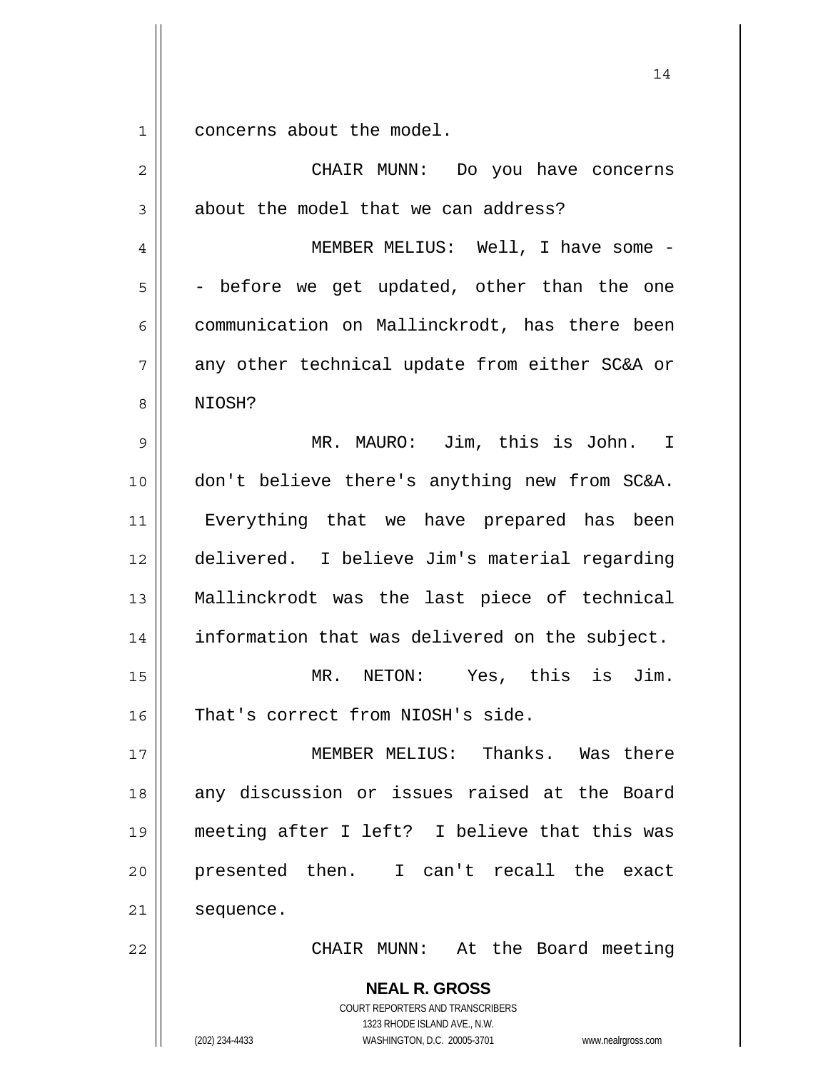concerns about the model.

CHAIR MUNN: Do you have concerns about the model that we can address?

MEMBER MELIUS: Well, I have some -- before we get updated, other than the one communication on Mallinckrodt, has there been any other technical update from either SC&A or NIOSH?

MR. MAURO: Jim, this is John. I don't believe there's anything new from SC&A. Everything that we have prepared has been delivered. I believe Jim's material regarding Mallinckrodt was the last piece of technical information that was delivered on the subject.

MR. NETON: Yes, this is Jim. That's correct from NIOSH's side.

MEMBER MELIUS: Thanks. Was there any discussion or issues raised at the Board meeting after I left? I believe that this was presented then. I can't recall the exact sequence.

CHAIR MUNN: At the Board meeting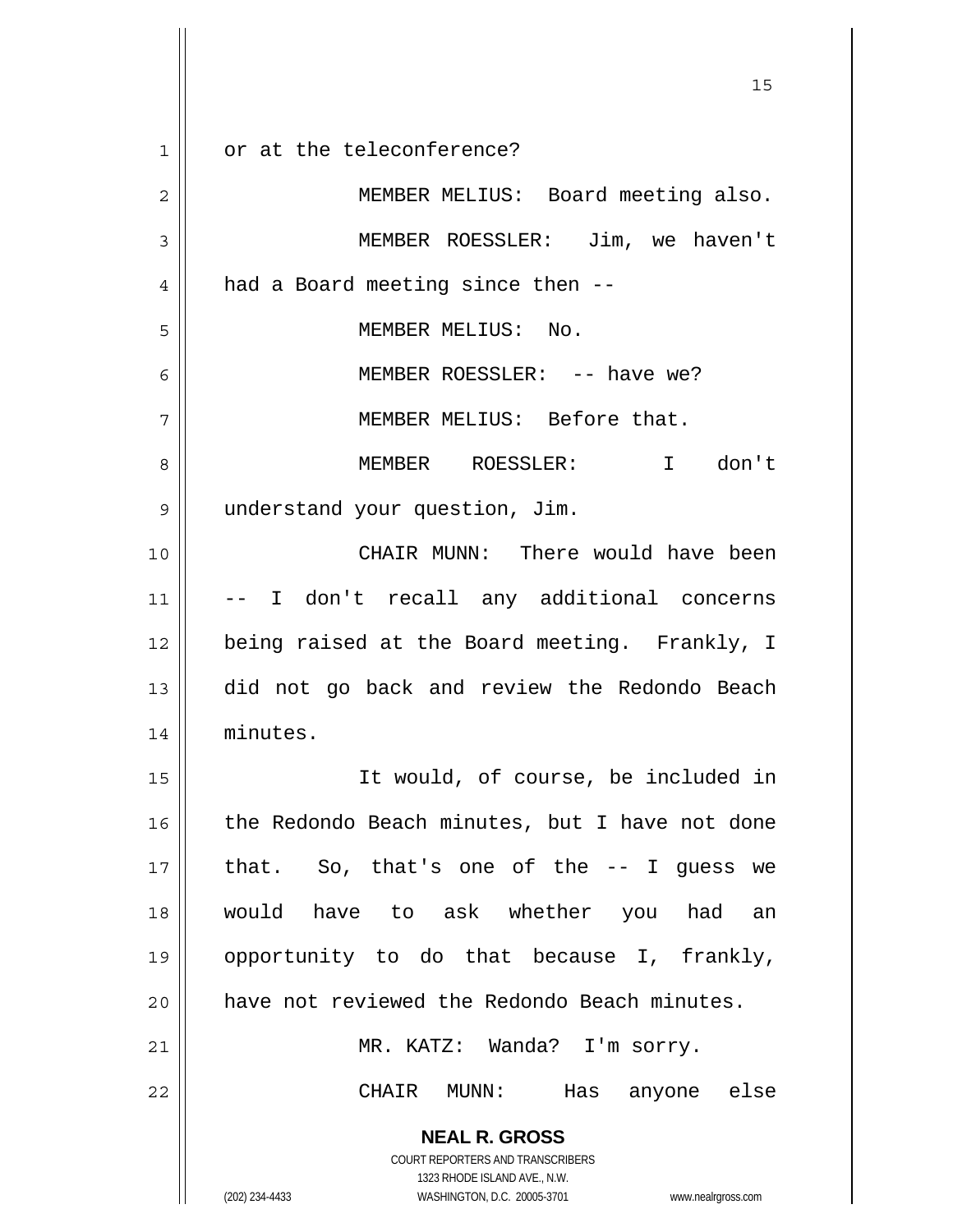or at the teleconference?

MEMBER MELIUS: Board meeting also.

MEMBER ROESSLER: Jim, we haven't had a Board meeting since then --

MEMBER MELIUS: No.

MEMBER ROESSLER: -- have we?

MEMBER MELIUS: Before that.

MEMBER ROESSLER: I don't understand your question, Jim.

CHAIR MUNN: There would have been -- I don't recall any additional concerns being raised at the Board meeting. Frankly, I did not go back and review the Redondo Beach minutes.

It would, of course, be included in the Redondo Beach minutes, but I have not done that. So, that's one of the -- I guess we would have to ask whether you had an opportunity to do that because I, frankly, have not reviewed the Redondo Beach minutes.

MR. KATZ: Wanda? I'm sorry.

CHAIR MUNN: Has anyone else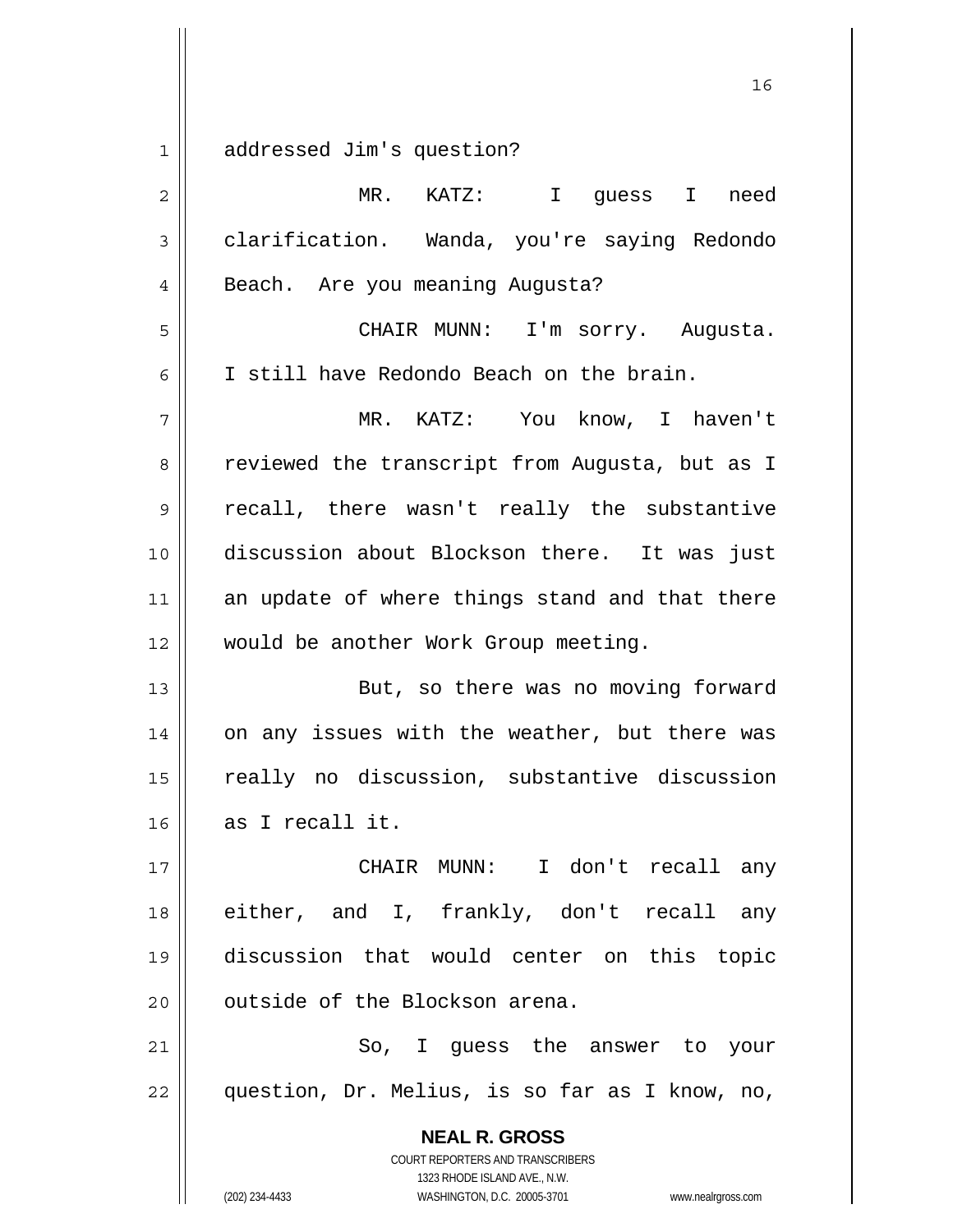addressed Jim's question?

MR. KATZ: I guess I need clarification. Wanda, you're saying Redondo Beach. Are you meaning Augusta?

CHAIR MUNN: I'm sorry. Augusta. I still have Redondo Beach on the brain.

MR. KATZ: You know, I haven't reviewed the transcript from Augusta, but as I recall, there wasn't really the substantive discussion about Blockson there. It was just an update of where things stand and that there would be another Work Group meeting.

But, so there was no moving forward on any issues with the weather, but there was really no discussion, substantive discussion as I recall it.

CHAIR MUNN: I don't recall any either, and I, frankly, don't recall any discussion that would center on this topic outside of the Blockson arena.

So, I guess the answer to your question, Dr. Melius, is so far as I know, no,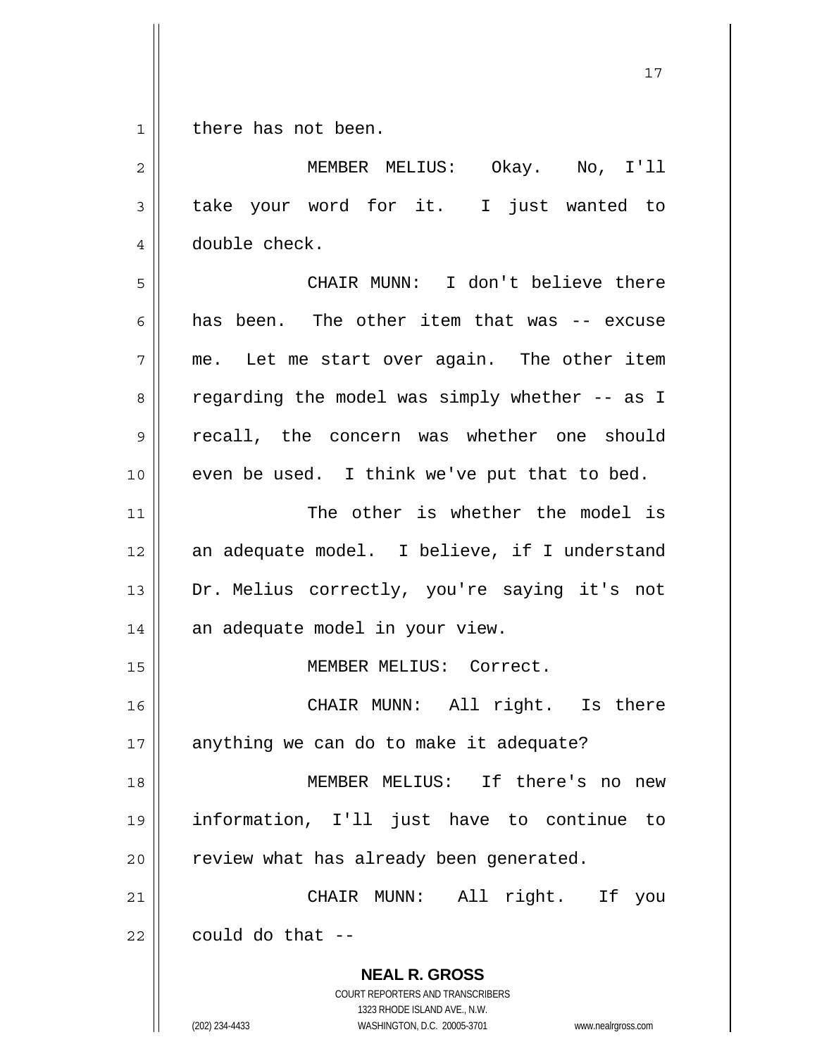there has not been.

MEMBER MELIUS: Okay. No, I'll take your word for it. I just wanted to double check.

CHAIR MUNN: I don't believe there has been. The other item that was -- excuse me. Let me start over again. The other item regarding the model was simply whether -- as I recall, the concern was whether one should even be used. I think we've put that to bed.

The other is whether the model is an adequate model. I believe, if I understand Dr. Melius correctly, you're saying it's not an adequate model in your view.

MEMBER MELIUS: Correct.

CHAIR MUNN: All right. Is there anything we can do to make it adequate?

MEMBER MELIUS: If there's no new information, I'll just have to continue to review what has already been generated.

CHAIR MUNN: All right. If you could do that --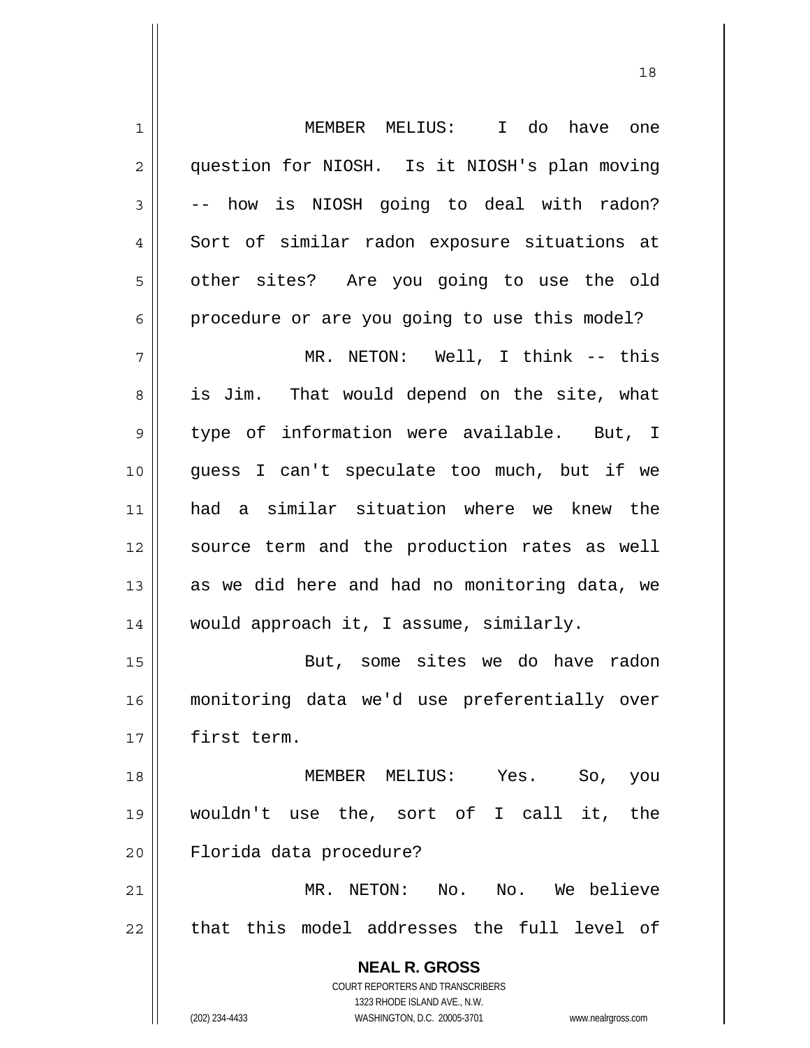MEMBER MELIUS: I do have one question for NIOSH. Is it NIOSH's plan moving -- how is NIOSH going to deal with radon? Sort of similar radon exposure situations at other sites? Are you going to use the old procedure or are you going to use this model?

MR. NETON: Well, I think -- this is Jim. That would depend on the site, what type of information were available. But, I guess I can't speculate too much, but if we had a similar situation where we knew the source term and the production rates as well as we did here and had no monitoring data, we would approach it, I assume, similarly.

But, some sites we do have radon monitoring data we'd use preferentially over first term.

MEMBER MELIUS: Yes. So, you wouldn't use the, sort of I call it, the Florida data procedure?

MR. NETON: No. No. We believe that this model addresses the full level of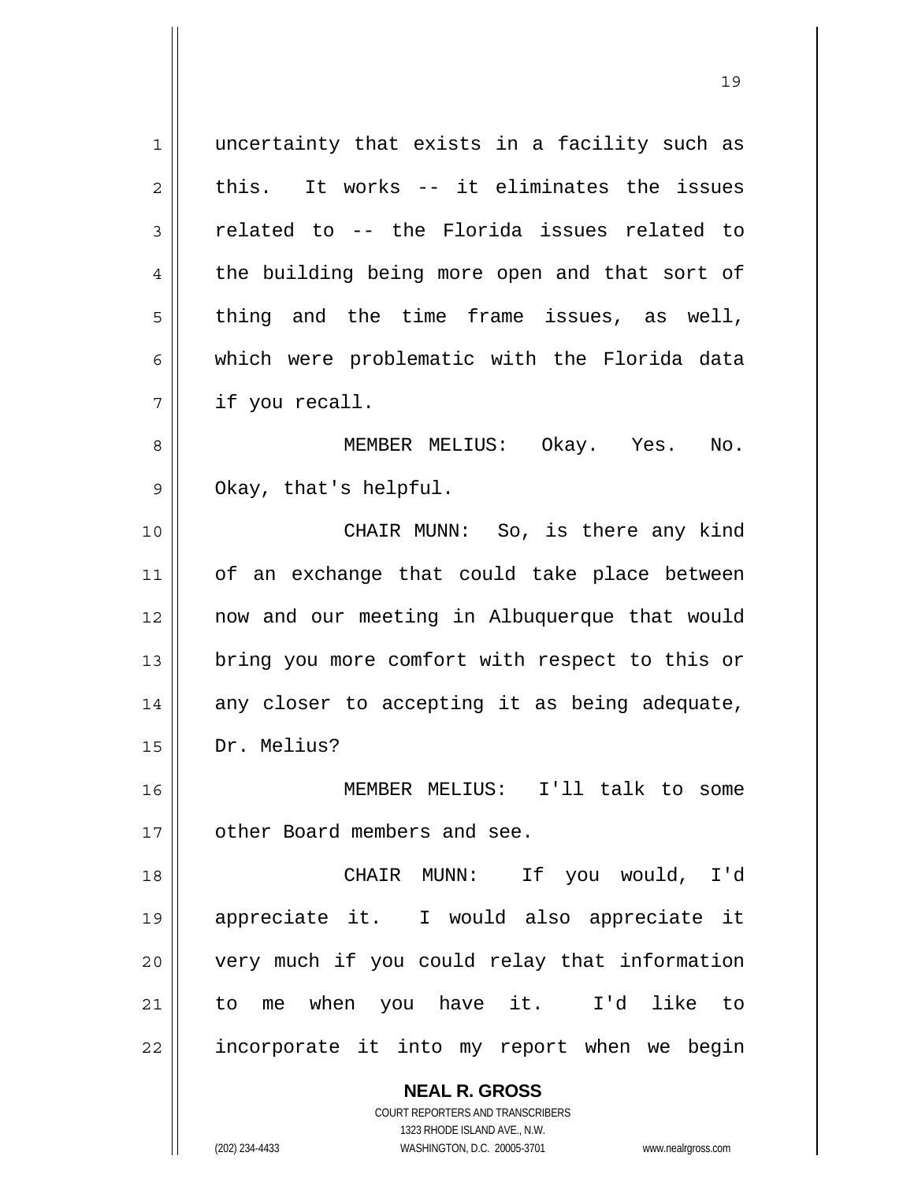uncertainty that exists in a facility such as this. It works -- it eliminates the issues related to -- the Florida issues related to the building being more open and that sort of thing and the time frame issues, as well, which were problematic with the Florida data if you recall.

MEMBER MELIUS: Okay. Yes. No. Okay, that's helpful.

CHAIR MUNN: So, is there any kind of an exchange that could take place between now and our meeting in Albuquerque that would bring you more comfort with respect to this or any closer to accepting it as being adequate, Dr. Melius?

MEMBER MELIUS: I'll talk to some other Board members and see.

CHAIR MUNN: If you would, I'd appreciate it. I would also appreciate it very much if you could relay that information to me when you have it. I'd like to incorporate it into my report when we begin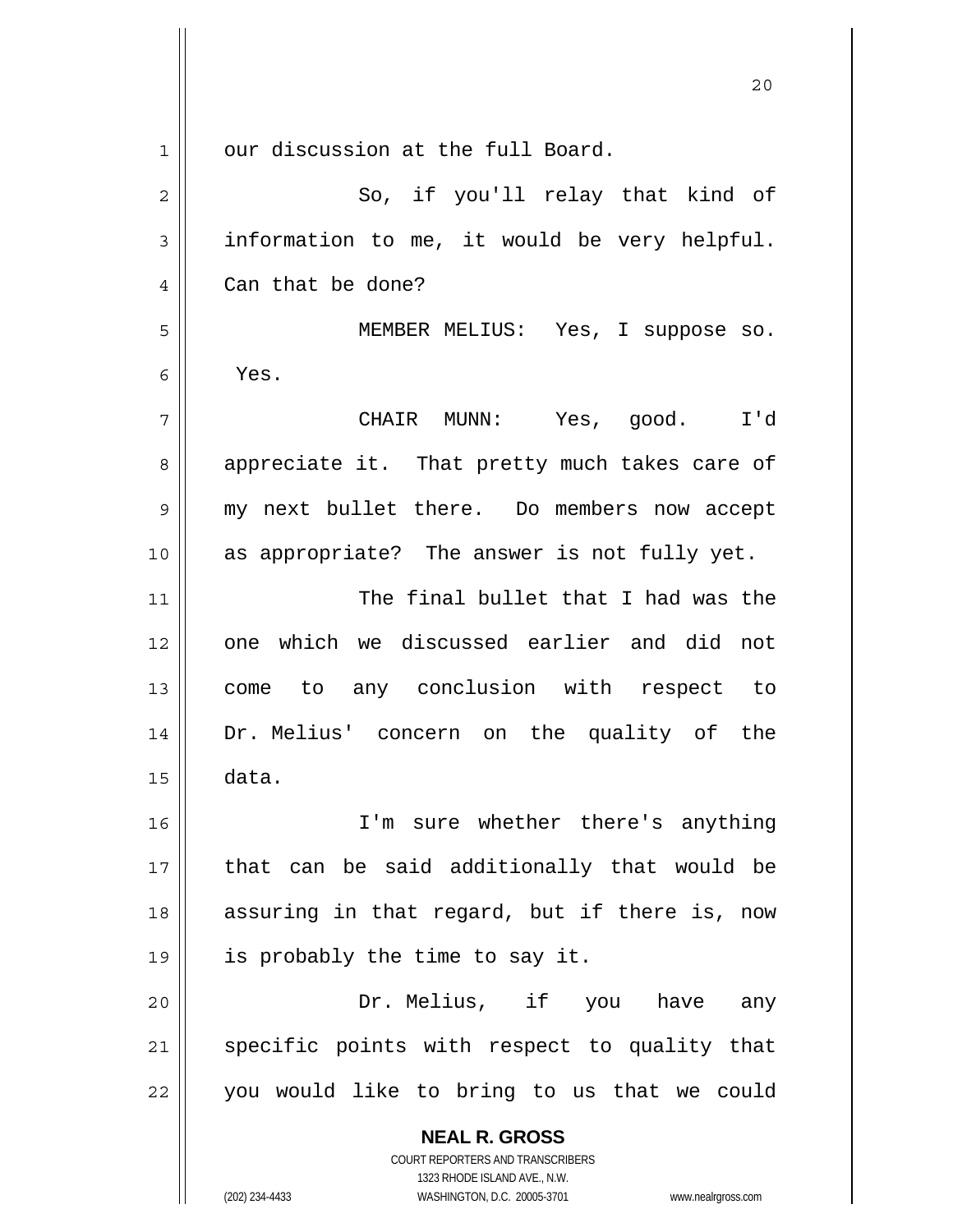our discussion at the full Board.

So, if you'll relay that kind of information to me, it would be very helpful. Can that be done?

MEMBER MELIUS: Yes, I suppose so. Yes.

CHAIR MUNN: Yes, good. I'd appreciate it. That pretty much takes care of my next bullet there. Do members now accept as appropriate? The answer is not fully yet.

The final bullet that I had was the one which we discussed earlier and did not come to any conclusion with respect to Dr. Melius' concern on the quality of the data.

I'm sure whether there's anything that can be said additionally that would be assuring in that regard, but if there is, now is probably the time to say it.

Dr. Melius, if you have any specific points with respect to quality that you would like to bring to us that we could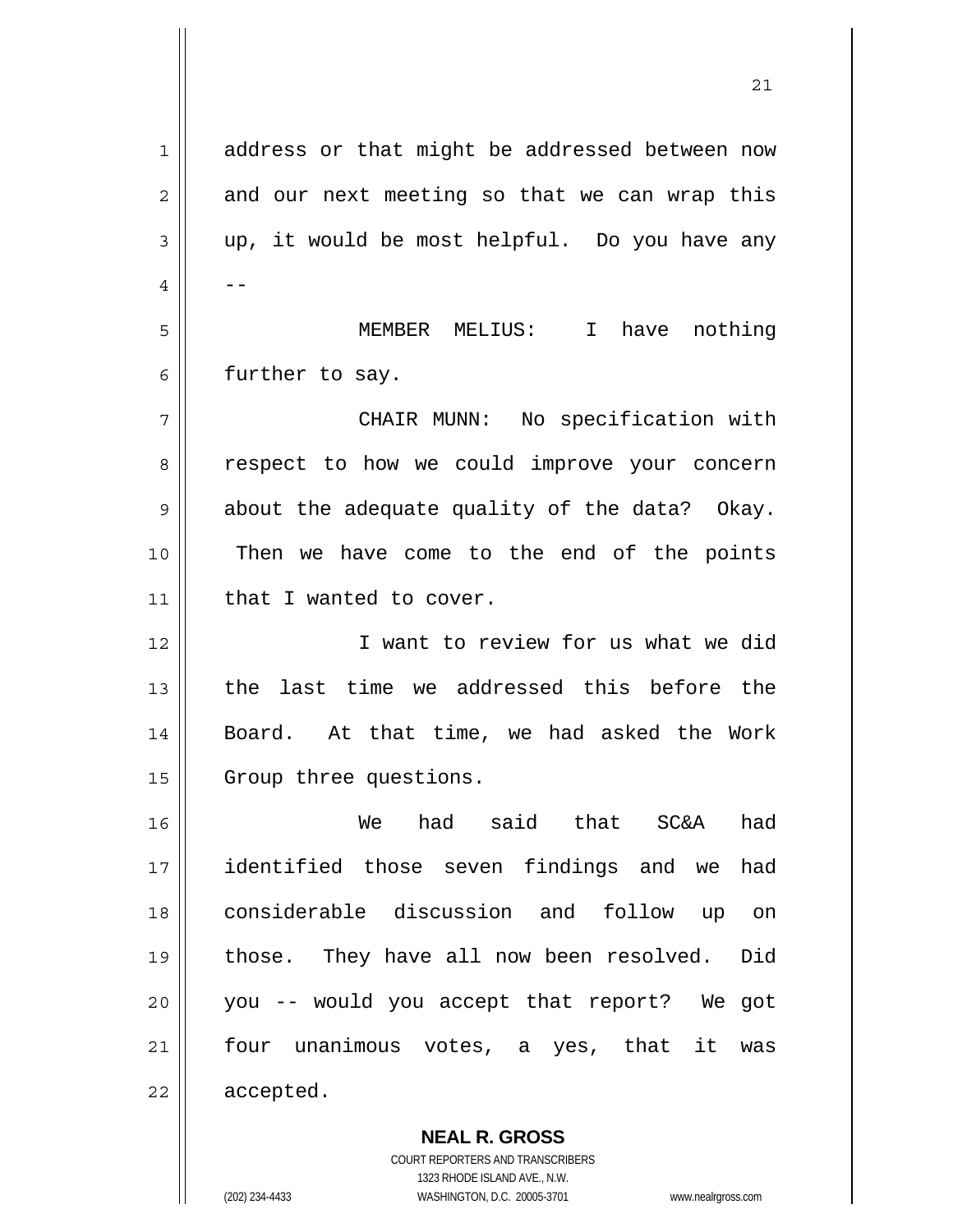address or that might be addressed between now and our next meeting so that we can wrap this up, it would be most helpful. Do you have any --

MEMBER MELIUS: I have nothing further to say.

CHAIR MUNN: No specification with respect to how we could improve your concern about the adequate quality of the data? Okay. Then we have come to the end of the points that I wanted to cover.

I want to review for us what we did the last time we addressed this before the Board. At that time, we had asked the Work Group three questions.

We had said that SC&A had identified those seven findings and we had considerable discussion and follow up on those. They have all now been resolved. Did you -- would you accept that report? We got four unanimous votes, a yes, that it was accepted.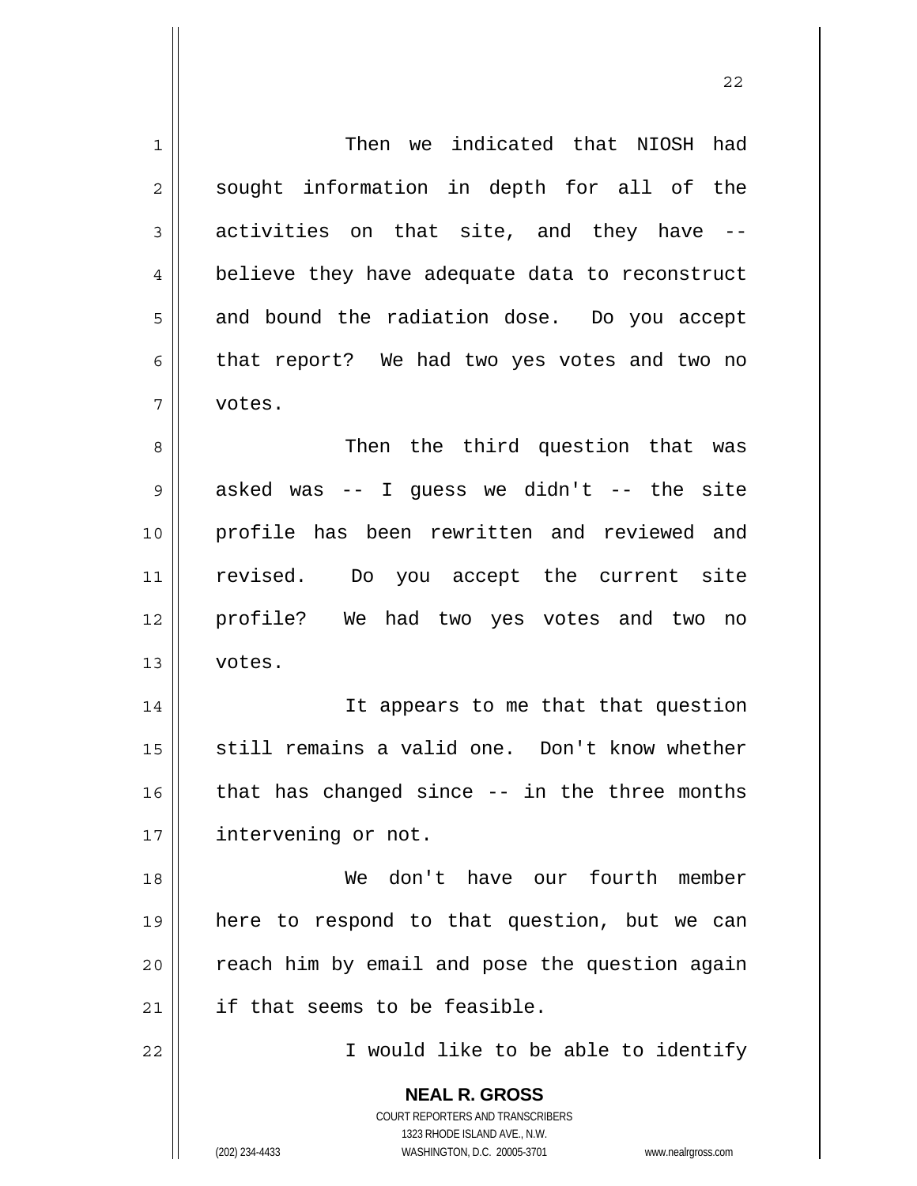Then we indicated that NIOSH had sought information in depth for all of the activities on that site, and they have -- believe they have adequate data to reconstruct and bound the radiation dose. Do you accept that report? We had two yes votes and two no votes.

Then the third question that was asked was -- I guess we didn't -- the site profile has been rewritten and reviewed and revised. Do you accept the current site profile? We had two yes votes and two no votes.

It appears to me that that question still remains a valid one. Don't know whether that has changed since -- in the three months intervening or not.

We don't have our fourth member here to respond to that question, but we can reach him by email and pose the question again if that seems to be feasible.

I would like to be able to identify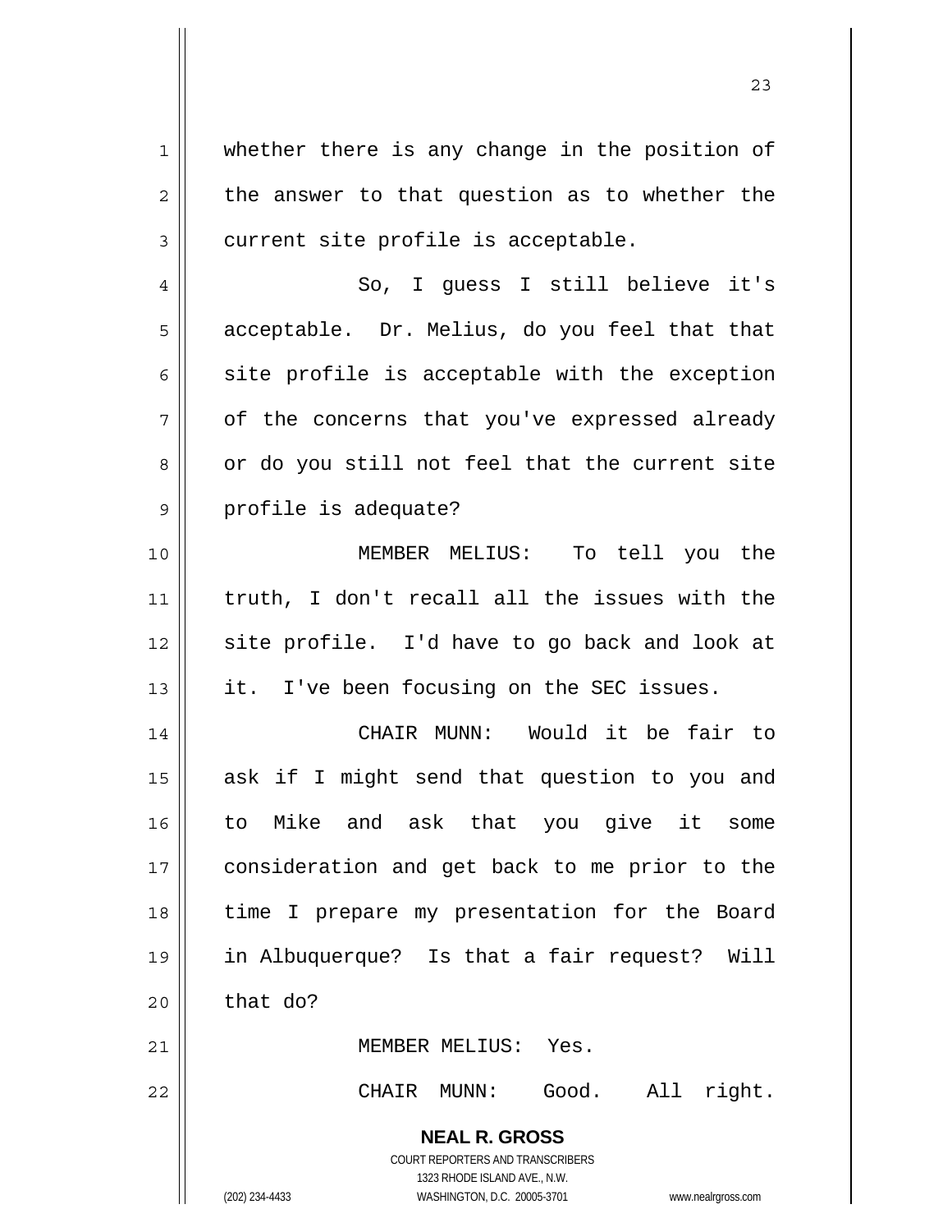whether there is any change in the position of the answer to that question as to whether the current site profile is acceptable.

So, I guess I still believe it's acceptable. Dr. Melius, do you feel that that site profile is acceptable with the exception of the concerns that you've expressed already or do you still not feel that the current site profile is adequate?

MEMBER MELIUS: To tell you the truth, I don't recall all the issues with the site profile. I'd have to go back and look at it. I've been focusing on the SEC issues.

CHAIR MUNN: Would it be fair to ask if I might send that question to you and to Mike and ask that you give it some consideration and get back to me prior to the time I prepare my presentation for the Board in Albuquerque? Is that a fair request? Will that do?

MEMBER MELIUS: Yes.

CHAIR MUNN: Good. All right.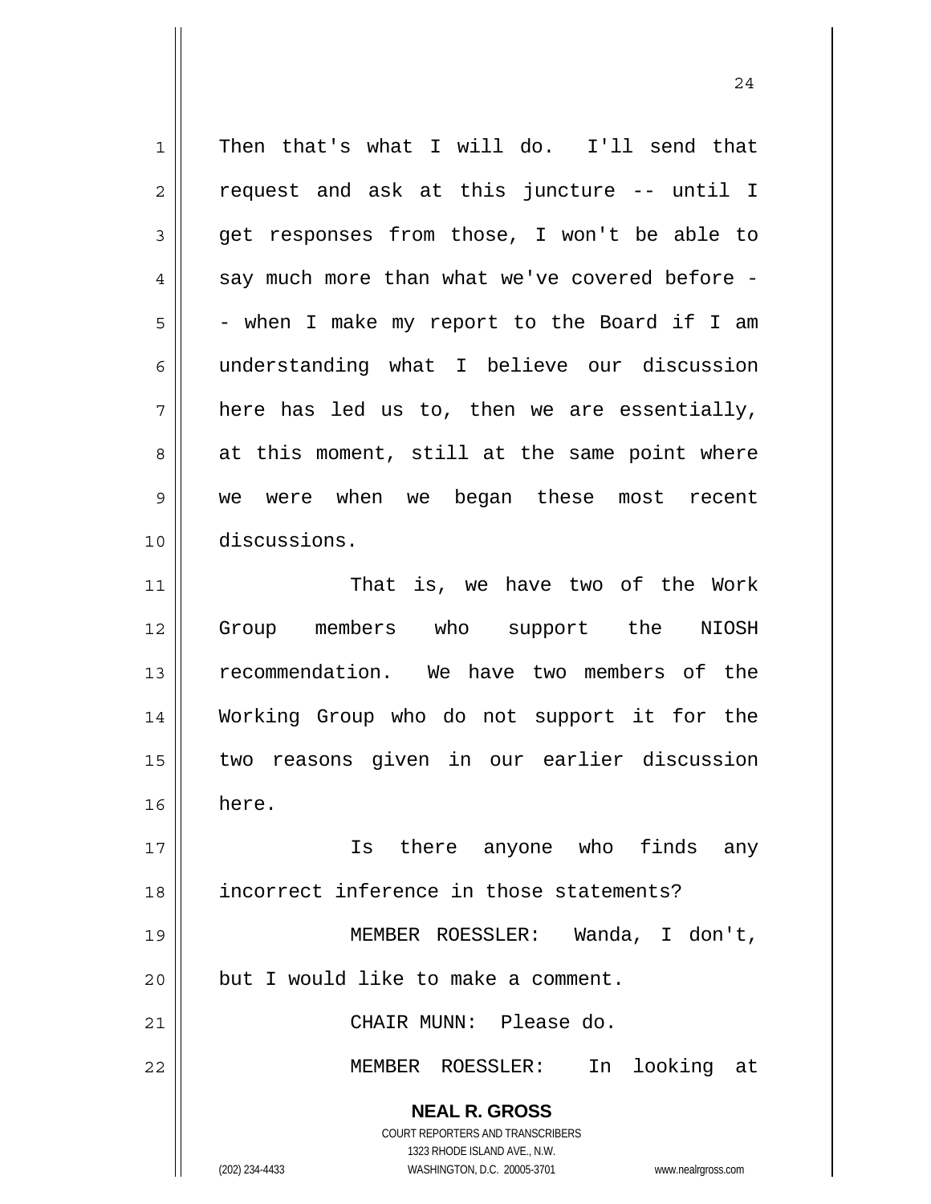Then that's what I will do. I'll send that request and ask at this juncture -- until I get responses from those, I won't be able to say much more than what we've covered before -- when I make my report to the Board if I am understanding what I believe our discussion here has led us to, then we are essentially, at this moment, still at the same point where we were when we began these most recent discussions.

That is, we have two of the Work Group members who support the NIOSH recommendation. We have two members of the Working Group who do not support it for the two reasons given in our earlier discussion here.

Is there anyone who finds any incorrect inference in those statements?

MEMBER ROESSLER: Wanda, I don't, but I would like to make a comment.

CHAIR MUNN: Please do.

MEMBER ROESSLER: In looking at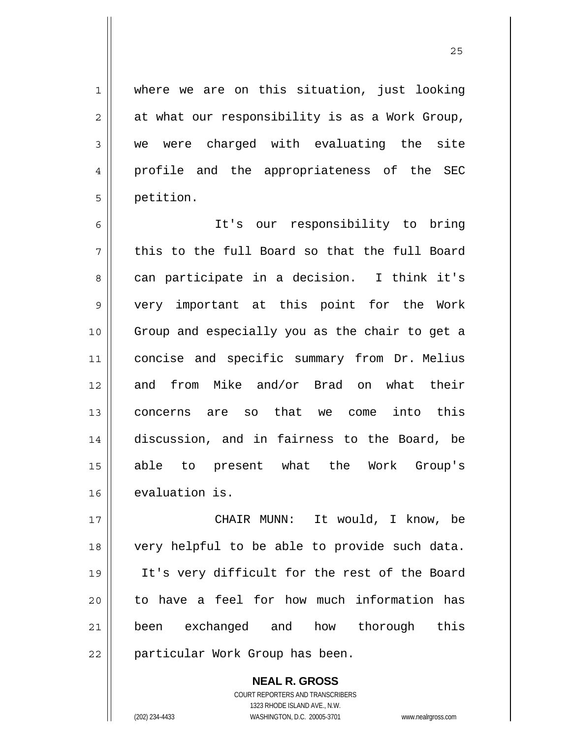where we are on this situation, just looking at what our responsibility is as a Work Group, we were charged with evaluating the site profile and the appropriateness of the SEC petition.

It's our responsibility to bring this to the full Board so that the full Board can participate in a decision. I think it's very important at this point for the Work Group and especially you as the chair to get a concise and specific summary from Dr. Melius and from Mike and/or Brad on what their concerns are so that we come into this discussion, and in fairness to the Board, be able to present what the Work Group's evaluation is.

CHAIR MUNN: It would, I know, be very helpful to be able to provide such data. It's very difficult for the rest of the Board to have a feel for how much information has been exchanged and how thorough this particular Work Group has been.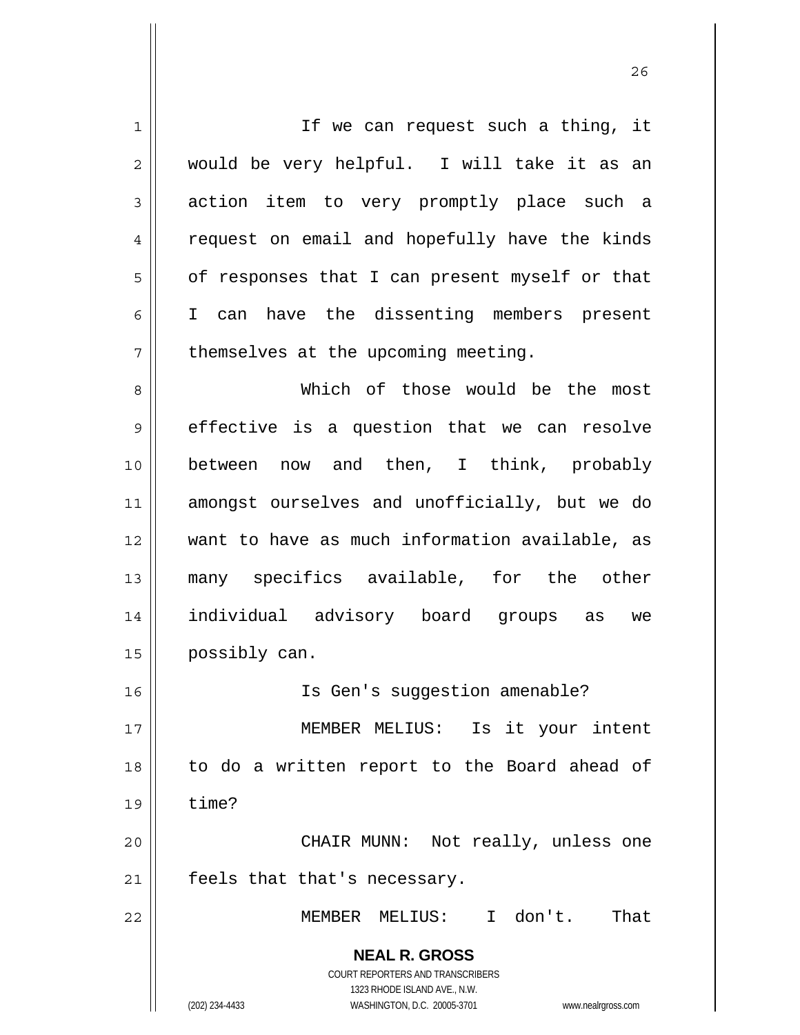If we can request such a thing, it would be very helpful. I will take it as an action item to very promptly place such a request on email and hopefully have the kinds of responses that I can present myself or that I can have the dissenting members present themselves at the upcoming meeting.

Which of those would be the most effective is a question that we can resolve between now and then, I think, probably amongst ourselves and unofficially, but we do want to have as much information available, as many specifics available, for the other individual advisory board groups as we possibly can.

Is Gen's suggestion amenable?

MEMBER MELIUS: Is it your intent to do a written report to the Board ahead of time?

CHAIR MUNN: Not really, unless one feels that that's necessary.

MEMBER MELIUS: I don't. That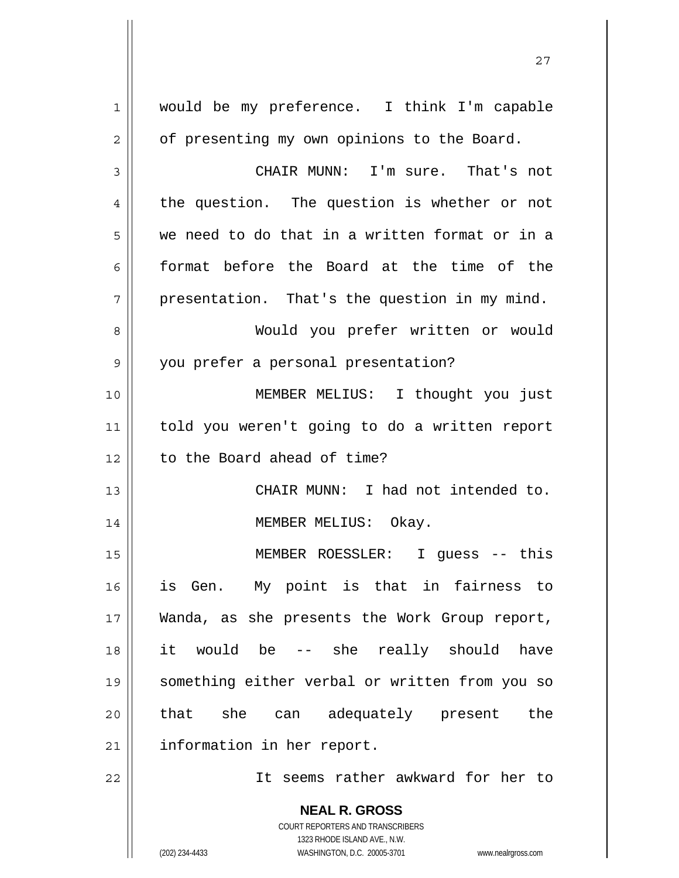would be my preference. I think I'm capable of presenting my own opinions to the Board.

CHAIR MUNN: I'm sure. That's not the question. The question is whether or not we need to do that in a written format or in a format before the Board at the time of the presentation. That's the question in my mind.

Would you prefer written or would you prefer a personal presentation?

MEMBER MELIUS: I thought you just told you weren't going to do a written report to the Board ahead of time?

CHAIR MUNN: I had not intended to.

MEMBER MELIUS: Okay.

MEMBER ROESSLER: I guess -- this is Gen. My point is that in fairness to Wanda, as she presents the Work Group report, it would be -- she really should have something either verbal or written from you so that she can adequately present the information in her report.

It seems rather awkward for her to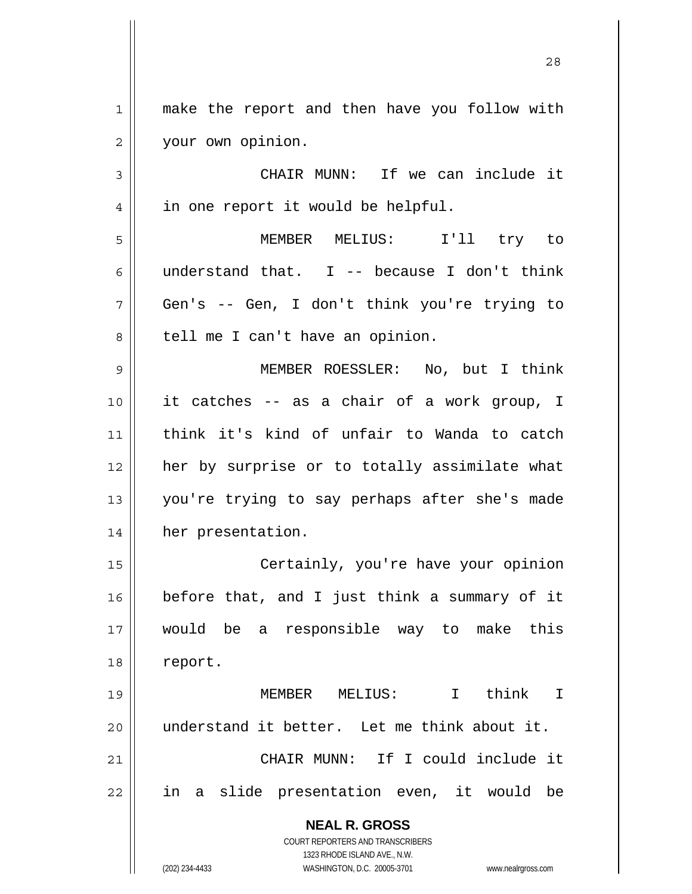make the report and then have you follow with your own opinion.

CHAIR MUNN: If we can include it in one report it would be helpful.

MEMBER MELIUS: I'll try to understand that. I -- because I don't think Gen's -- Gen, I don't think you're trying to tell me I can't have an opinion.

MEMBER ROESSLER: No, but I think it catches -- as a chair of a work group, I think it's kind of unfair to Wanda to catch her by surprise or to totally assimilate what you're trying to say perhaps after she's made her presentation.

Certainly, you're have your opinion before that, and I just think a summary of it would be a responsible way to make this report.

MEMBER MELIUS: I think I understand it better. Let me think about it.

CHAIR MUNN: If I could include it in a slide presentation even, it would be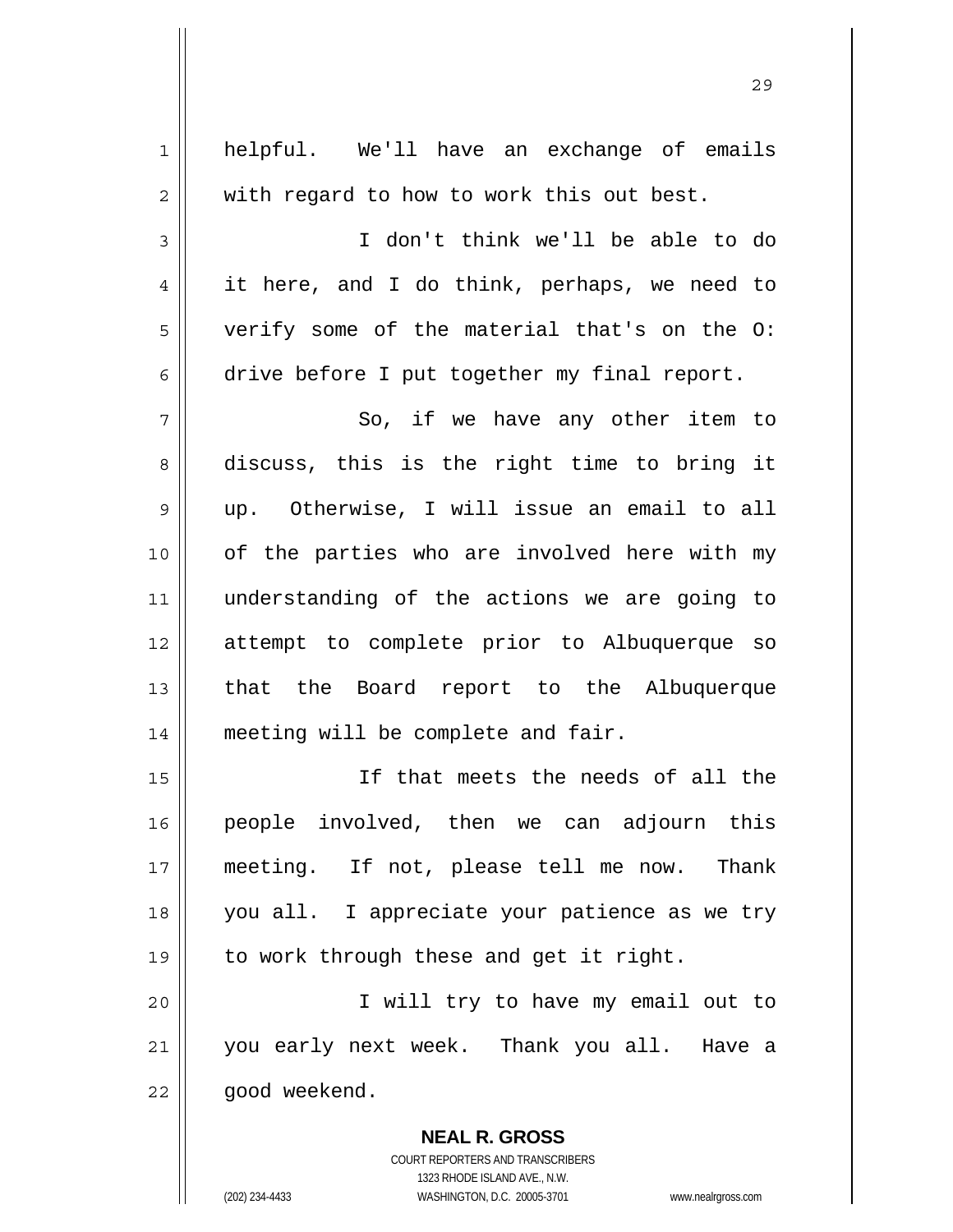helpful. We'll have an exchange of emails with regard to how to work this out best.

I don't think we'll be able to do it here, and I do think, perhaps, we need to verify some of the material that's on the O: drive before I put together my final report.

So, if we have any other item to discuss, this is the right time to bring it up. Otherwise, I will issue an email to all of the parties who are involved here with my understanding of the actions we are going to attempt to complete prior to Albuquerque so that the Board report to the Albuquerque meeting will be complete and fair.

If that meets the needs of all the people involved, then we can adjourn this meeting. If not, please tell me now. Thank you all. I appreciate your patience as we try to work through these and get it right.

I will try to have my email out to you early next week. Thank you all. Have a good weekend.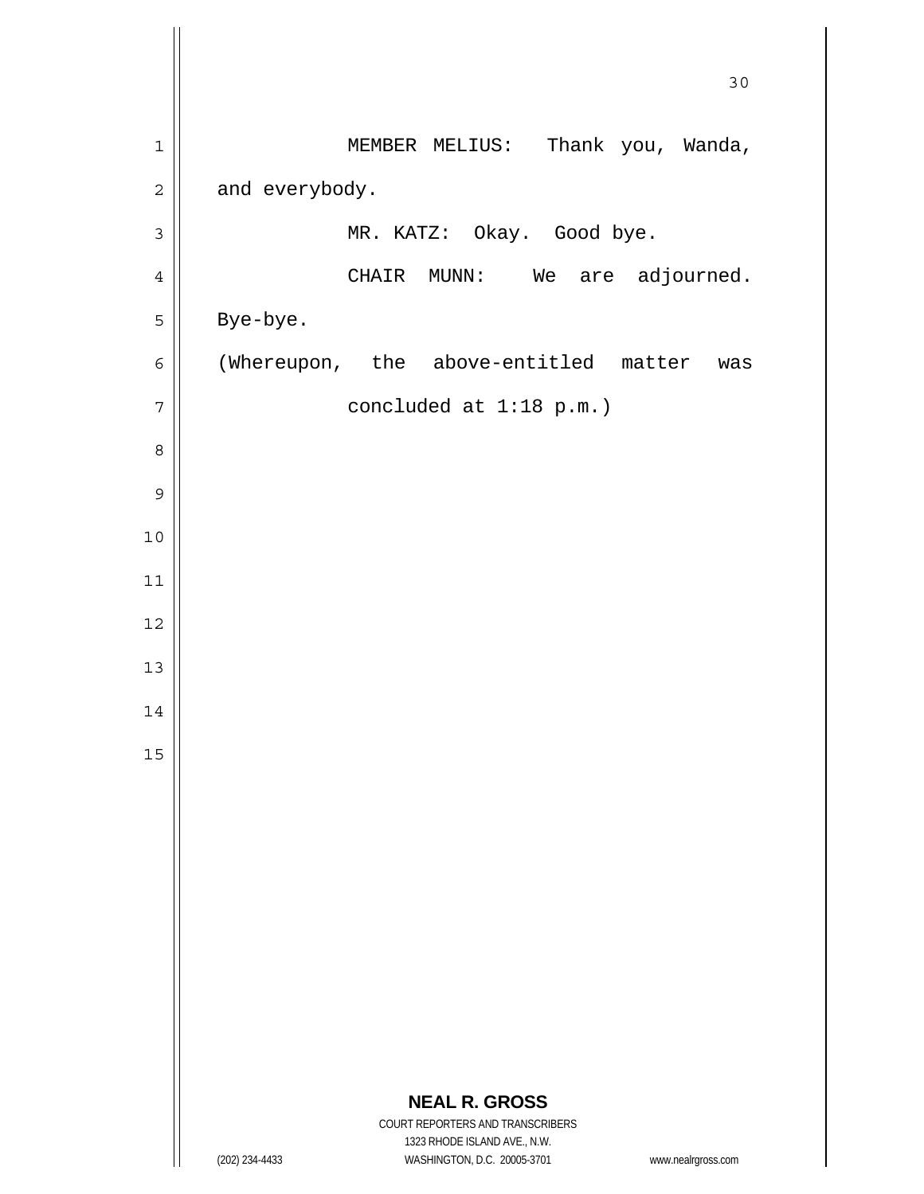MEMBER MELIUS: Thank you, Wanda, and everybody.

MR. KATZ: Okay. Good bye.

CHAIR MUNN: We are adjourned. Bye-bye.

(Whereupon, the above-entitled matter was concluded at 1:18 p.m.)